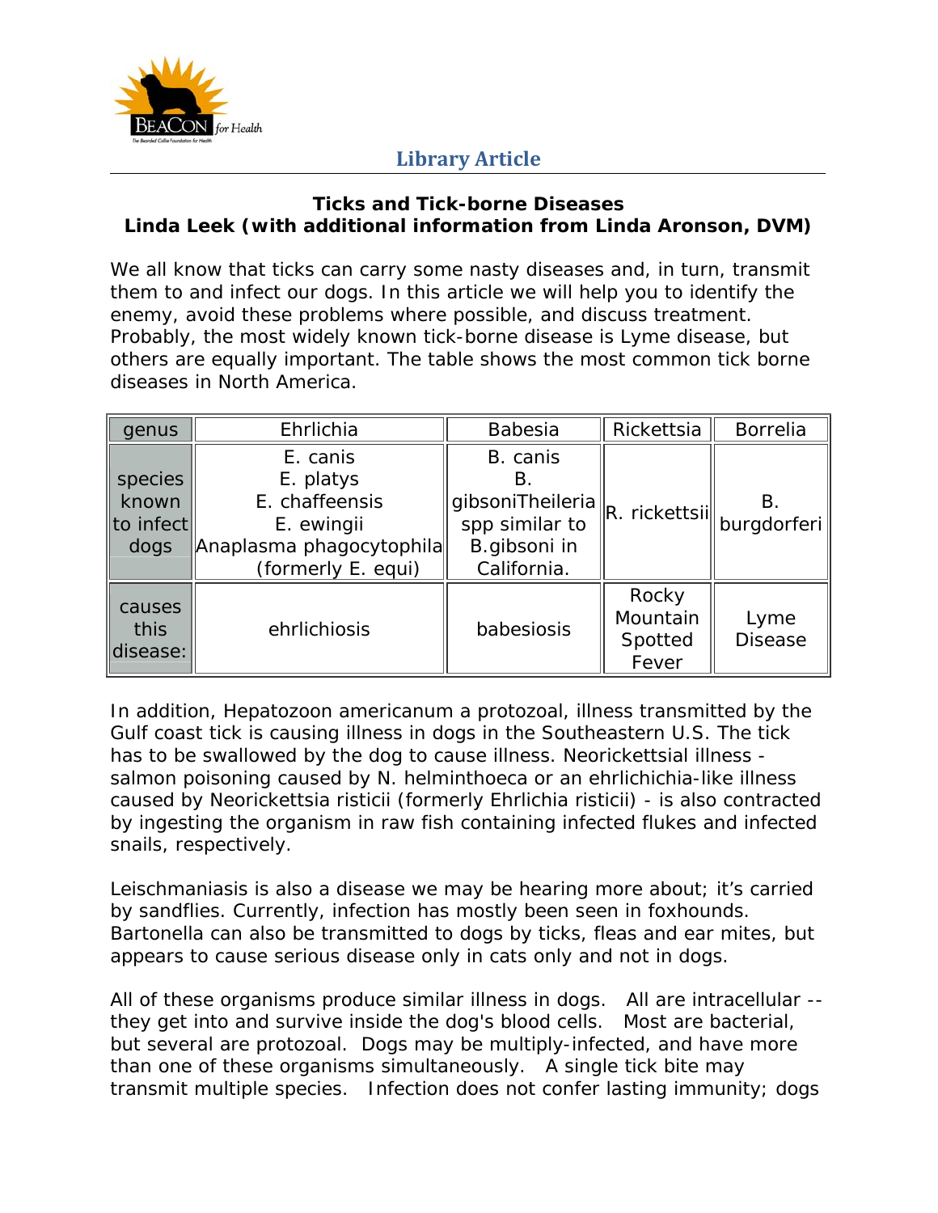**Library Article**

### Ticks and Tick-borne Diseases

**Linda Leek (with additional information from Linda Aronson, DVM)**

We all know that ticks can carry some nasty diseases and, in turn, transmit them to and infect our dogs. In this article we will help you to identify the enemy, avoid these problems where possible, and discuss treatment. Probably, the most widely known tick-borne disease is Lyme disease, but others are equally important. The table shows the most common tick borne diseases in North America.

| genus | Ehrlichia | Babesia | Rickettsia | Borrelia |
|---|---|---|---|---|
| species known to infect dogs | E. canis<br>E. platys<br>E. chaffeensis<br>E. ewingii<br>Anaplasma phagocytophila (formerly E. equi) | B. canis<br>B. gibsoniTheileria spp similar to B.gibsoni in California. | R. rickettsii | B. burgdorferi |
| causes this disease: | ehrlichiosis | babesiosis | Rocky Mountain Spotted Fever | Lyme Disease |

In addition, Hepatozoon americanum a protozoal, illness transmitted by the Gulf coast tick is causing illness in dogs in the Southeastern U.S. The tick has to be swallowed by the dog to cause illness. Neorickettsial illness - salmon poisoning caused by N. helminthoeca or an ehrlichichia-like illness caused by Neorickettsia risticii (formerly Ehrlichia risticii) - is also contracted by ingesting the organism in raw fish containing infected flukes and infected snails, respectively.

Leischmaniasis is also a disease we may be hearing more about; it's carried by sandflies. Currently, infection has mostly been seen in foxhounds. Bartonella can also be transmitted to dogs by ticks, fleas and ear mites, but appears to cause serious disease only in cats only and not in dogs.

All of these organisms produce similar illness in dogs. All are intracellular -- they get into and survive inside the dog's blood cells. Most are bacterial, but several are protozoal. Dogs may be multiply-infected, and have more than one of these organisms simultaneously. A single tick bite may transmit multiple species. Infection does not confer lasting immunity; dogs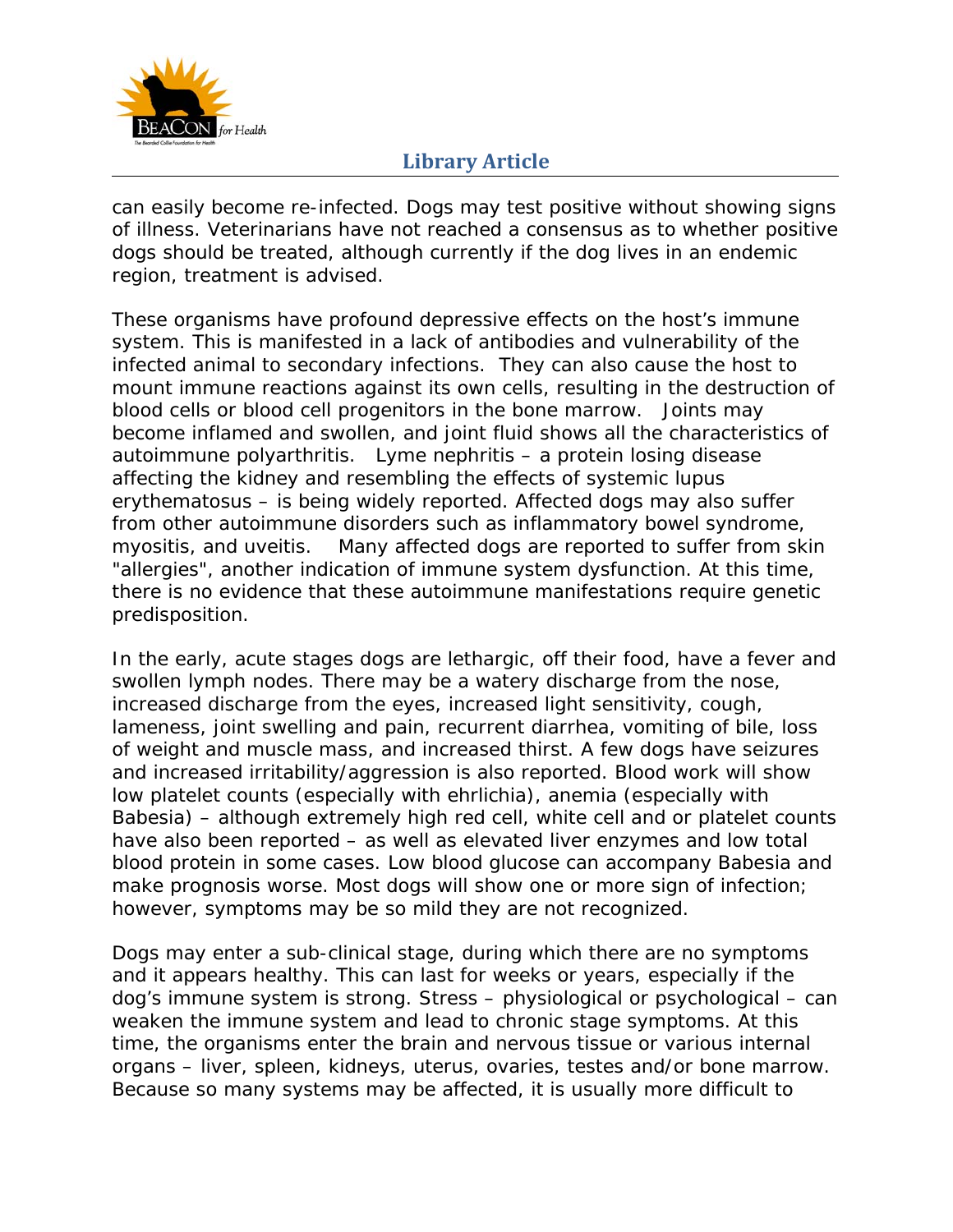can easily become re-infected. Dogs may test positive without showing signs of illness. Veterinarians have not reached a consensus as to whether positive dogs should be treated, although currently if the dog lives in an endemic region, treatment is advised.

These organisms have profound depressive effects on the host's immune system. This is manifested in a lack of antibodies and vulnerability of the infected animal to secondary infections. They can also cause the host to mount immune reactions against its own cells, resulting in the destruction of blood cells or blood cell progenitors in the bone marrow. Joints may become inflamed and swollen, and joint fluid shows all the characteristics of autoimmune polyarthritis. Lyme nephritis – a protein losing disease affecting the kidney and resembling the effects of systemic lupus erythematosus – is being widely reported. Affected dogs may also suffer from other autoimmune disorders such as inflammatory bowel syndrome, myositis, and uveitis. Many affected dogs are reported to suffer from skin "allergies", another indication of immune system dysfunction. At this time, there is no evidence that these autoimmune manifestations require genetic predisposition.

In the early, acute stages dogs are lethargic, off their food, have a fever and swollen lymph nodes. There may be a watery discharge from the nose, increased discharge from the eyes, increased light sensitivity, cough, lameness, joint swelling and pain, recurrent diarrhea, vomiting of bile, loss of weight and muscle mass, and increased thirst. A few dogs have seizures and increased irritability/aggression is also reported. Blood work will show low platelet counts (especially with ehrlichia), anemia (especially with Babesia) – although extremely high red cell, white cell and or platelet counts have also been reported – as well as elevated liver enzymes and low total blood protein in some cases. Low blood glucose can accompany Babesia and make prognosis worse. Most dogs will show one or more sign of infection; however, symptoms may be so mild they are not recognized.

Dogs may enter a sub-clinical stage, during which there are no symptoms and it appears healthy. This can last for weeks or years, especially if the dog's immune system is strong. Stress – physiological or psychological – can weaken the immune system and lead to chronic stage symptoms. At this time, the organisms enter the brain and nervous tissue or various internal organs – liver, spleen, kidneys, uterus, ovaries, testes and/or bone marrow. Because so many systems may be affected, it is usually more difficult to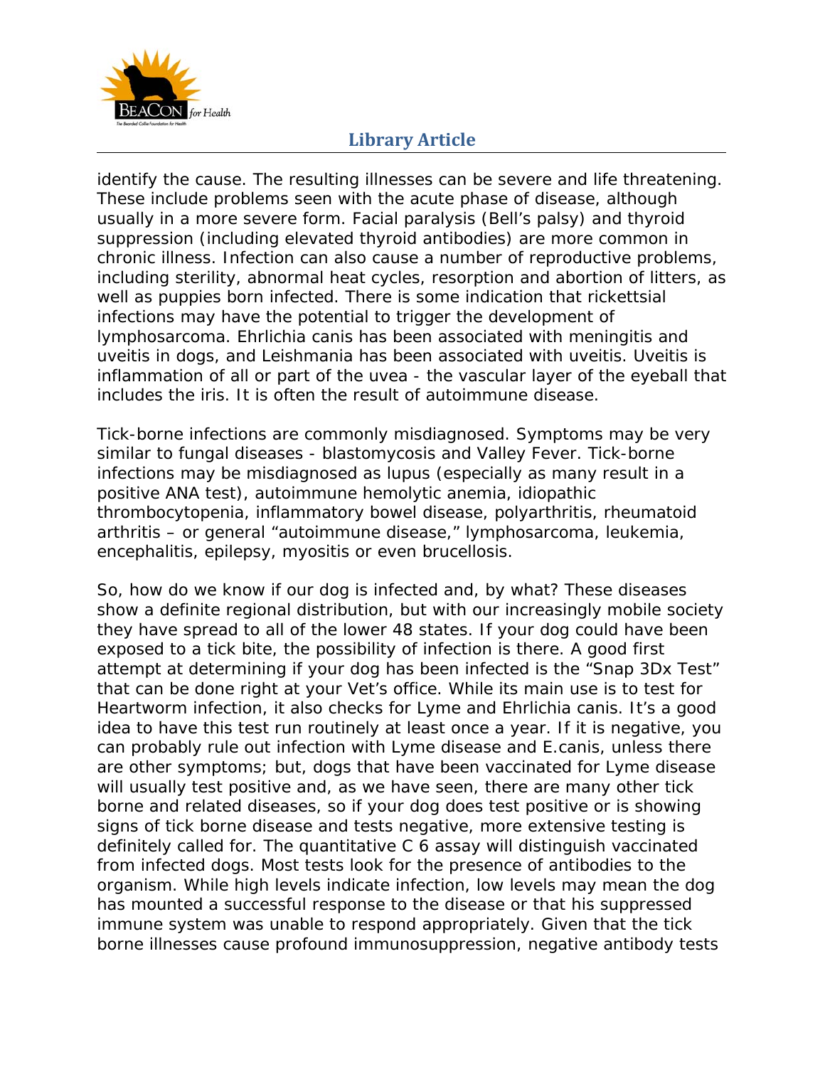identify the cause. The resulting illnesses can be severe and life threatening. These include problems seen with the acute phase of disease, although usually in a more severe form. Facial paralysis (Bell's palsy) and thyroid suppression (including elevated thyroid antibodies) are more common in chronic illness. Infection can also cause a number of reproductive problems, including sterility, abnormal heat cycles, resorption and abortion of litters, as well as puppies born infected. There is some indication that rickettsial infections may have the potential to trigger the development of lymphosarcoma. Ehrlichia canis has been associated with meningitis and uveitis in dogs, and Leishmania has been associated with uveitis. Uveitis is inflammation of all or part of the uvea - the vascular layer of the eyeball that includes the iris. It is often the result of autoimmune disease.

Tick-borne infections are commonly misdiagnosed. Symptoms may be very similar to fungal diseases - blastomycosis and Valley Fever. Tick-borne infections may be misdiagnosed as lupus (especially as many result in a positive ANA test), autoimmune hemolytic anemia, idiopathic thrombocytopenia, inflammatory bowel disease, polyarthritis, rheumatoid arthritis – or general "autoimmune disease," lymphosarcoma, leukemia, encephalitis, epilepsy, myositis or even brucellosis.

So, how do we know if our dog is infected and, by what? These diseases show a definite regional distribution, but with our increasingly mobile society they have spread to all of the lower 48 states. If your dog could have been exposed to a tick bite, the possibility of infection is there. A good first attempt at determining if your dog has been infected is the "Snap 3Dx Test" that can be done right at your Vet's office. While its main use is to test for Heartworm infection, it also checks for Lyme and Ehrlichia canis. It's a good idea to have this test run routinely at least once a year. If it is negative, you can probably rule out infection with Lyme disease and E.canis, unless there are other symptoms; but, dogs that have been vaccinated for Lyme disease will usually test positive and, as we have seen, there are many other tick borne and related diseases, so if your dog does test positive or is showing signs of tick borne disease and tests negative, more extensive testing is definitely called for. The quantitative C 6 assay will distinguish vaccinated from infected dogs. Most tests look for the presence of antibodies to the organism. While high levels indicate infection, low levels may mean the dog has mounted a successful response to the disease or that his suppressed immune system was unable to respond appropriately. Given that the tick borne illnesses cause profound immunosuppression, negative antibody tests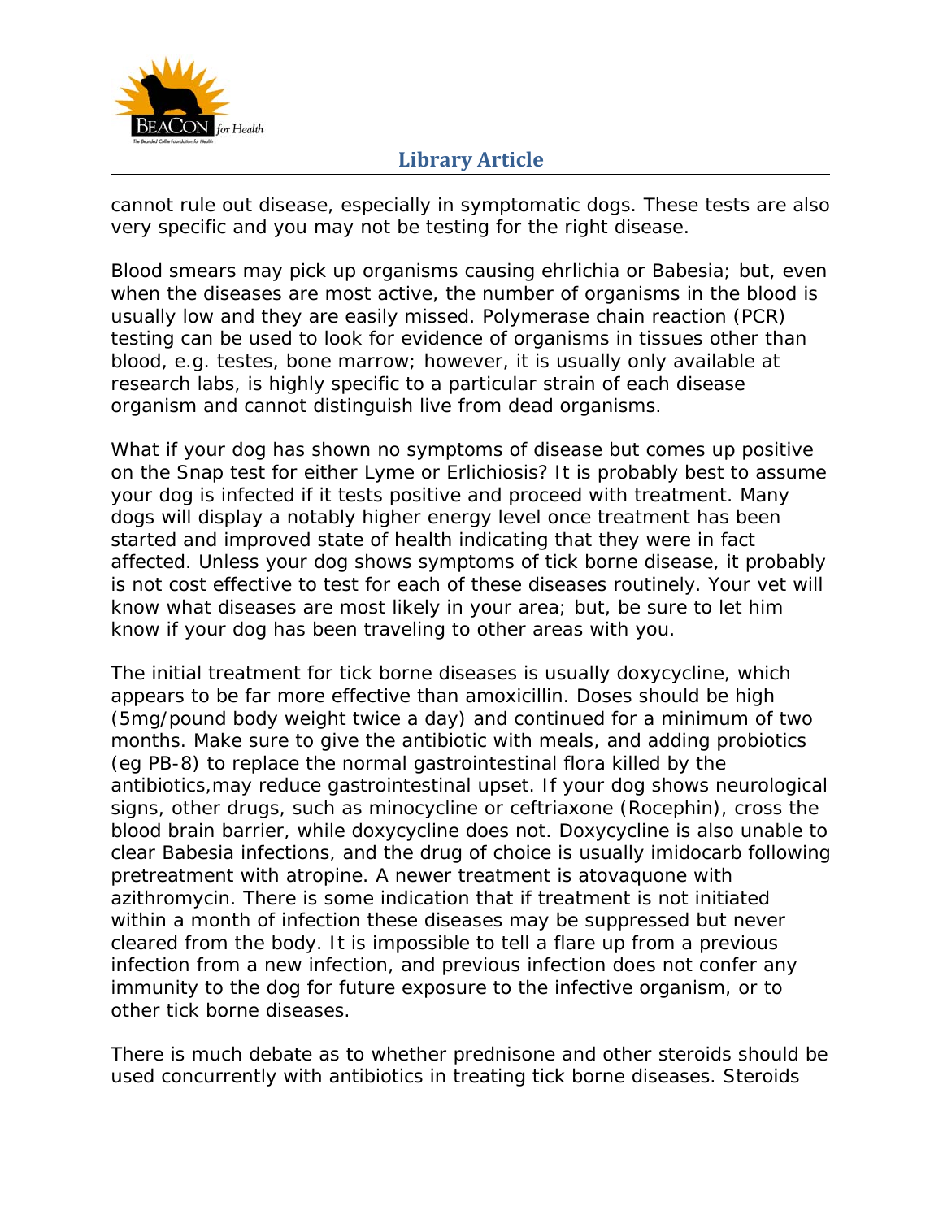cannot rule out disease, especially in symptomatic dogs. These tests are also very specific and you may not be testing for the right disease.

Blood smears may pick up organisms causing ehrlichia or Babesia; but, even when the diseases are most active, the number of organisms in the blood is usually low and they are easily missed. Polymerase chain reaction (PCR) testing can be used to look for evidence of organisms in tissues other than blood, e.g. testes, bone marrow; however, it is usually only available at research labs, is highly specific to a particular strain of each disease organism and cannot distinguish live from dead organisms.

What if your dog has shown no symptoms of disease but comes up positive on the Snap test for either Lyme or Erlichiosis? It is probably best to assume your dog is infected if it tests positive and proceed with treatment. Many dogs will display a notably higher energy level once treatment has been started and improved state of health indicating that they were in fact affected. Unless your dog shows symptoms of tick borne disease, it probably is not cost effective to test for each of these diseases routinely. Your vet will know what diseases are most likely in your area; but, be sure to let him know if your dog has been traveling to other areas with you.

The initial treatment for tick borne diseases is usually doxycycline, which appears to be far more effective than amoxicillin. Doses should be high (5mg/pound body weight twice a day) and continued for a minimum of two months. Make sure to give the antibiotic with meals, and adding probiotics (eg PB-8) to replace the normal gastrointestinal flora killed by the antibiotics,may reduce gastrointestinal upset. If your dog shows neurological signs, other drugs, such as minocycline or ceftriaxone (Rocephin), cross the blood brain barrier, while doxycycline does not. Doxycycline is also unable to clear Babesia infections, and the drug of choice is usually imidocarb following pretreatment with atropine. A newer treatment is atovaquone with azithromycin. There is some indication that if treatment is not initiated within a month of infection these diseases may be suppressed but never cleared from the body. It is impossible to tell a flare up from a previous infection from a new infection, and previous infection does not confer any immunity to the dog for future exposure to the infective organism, or to other tick borne diseases.

There is much debate as to whether prednisone and other steroids should be used concurrently with antibiotics in treating tick borne diseases. Steroids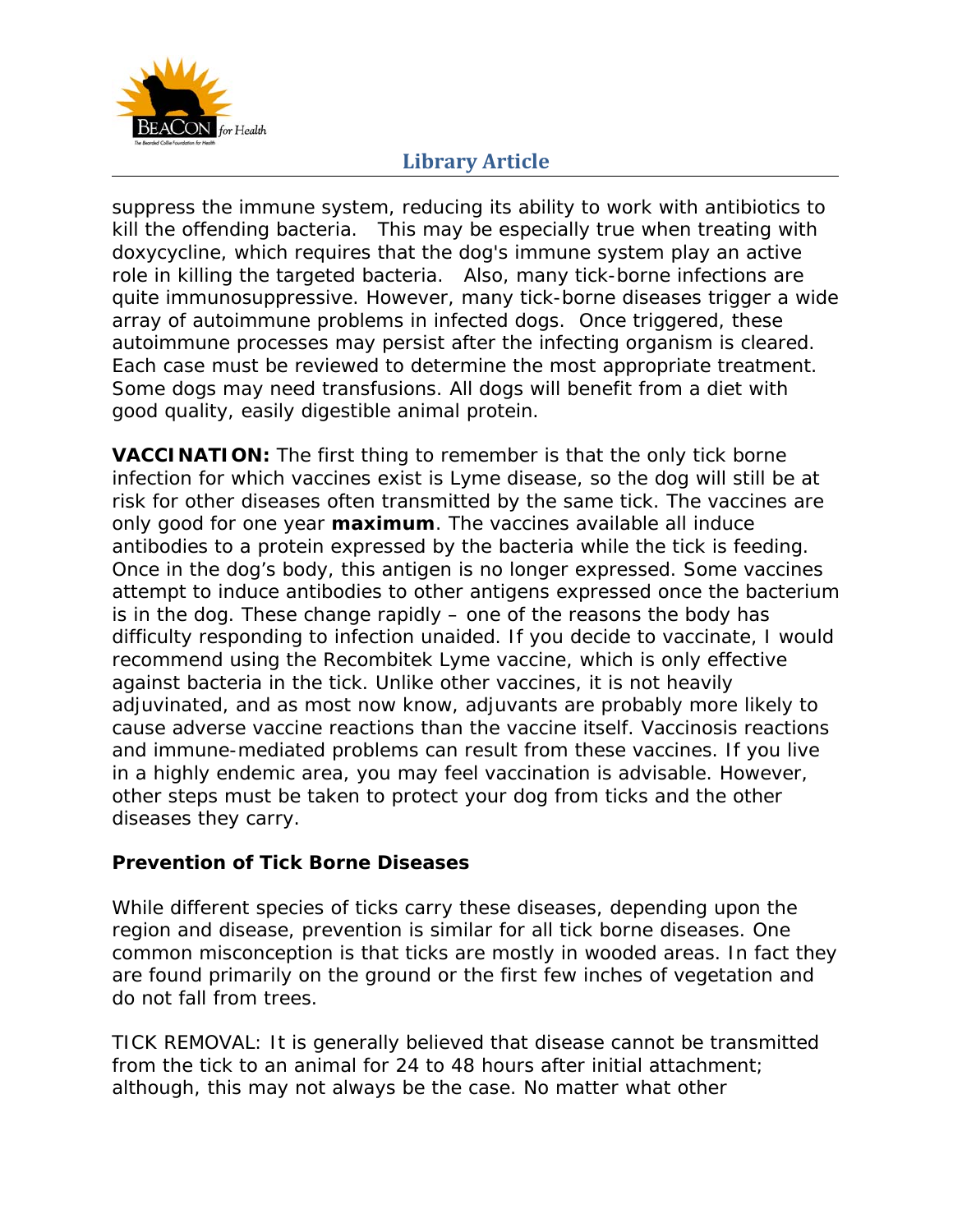suppress the immune system, reducing its ability to work with antibiotics to kill the offending bacteria. This may be especially true when treating with doxycycline, which requires that the dog's immune system play an active role in killing the targeted bacteria. Also, many tick-borne infections are quite immunosuppressive. However, many tick-borne diseases trigger a wide array of autoimmune problems in infected dogs. Once triggered, these autoimmune processes may persist after the infecting organism is cleared. Each case must be reviewed to determine the most appropriate treatment. Some dogs may need transfusions. All dogs will benefit from a diet with good quality, easily digestible animal protein.

**VACCINATION:** The first thing to remember is that the only tick borne infection for which vaccines exist is Lyme disease, so the dog will still be at risk for other diseases often transmitted by the same tick. The vaccines are only good for one year **maximum**. The vaccines available all induce antibodies to a protein expressed by the bacteria while the tick is feeding. Once in the dog's body, this antigen is no longer expressed. Some vaccines attempt to induce antibodies to other antigens expressed once the bacterium is in the dog. These change rapidly – one of the reasons the body has difficulty responding to infection unaided. If you decide to vaccinate, I would recommend using the Recombitek Lyme vaccine, which is only effective against bacteria in the tick. Unlike other vaccines, it is not heavily adjuvinated, and as most now know, adjuvants are probably more likely to cause adverse vaccine reactions than the vaccine itself. Vaccinosis reactions and immune-mediated problems can result from these vaccines. If you live in a highly endemic area, you may feel vaccination is advisable. However, other steps must be taken to protect your dog from ticks and the other diseases they carry.

**Prevention of Tick Borne Diseases**

While different species of ticks carry these diseases, depending upon the region and disease, prevention is similar for all tick borne diseases. One common misconception is that ticks are mostly in wooded areas. In fact they are found primarily on the ground or the first few inches of vegetation and do not fall from trees.

TICK REMOVAL: It is generally believed that disease cannot be transmitted from the tick to an animal for 24 to 48 hours after initial attachment; although, this may not always be the case. No matter what other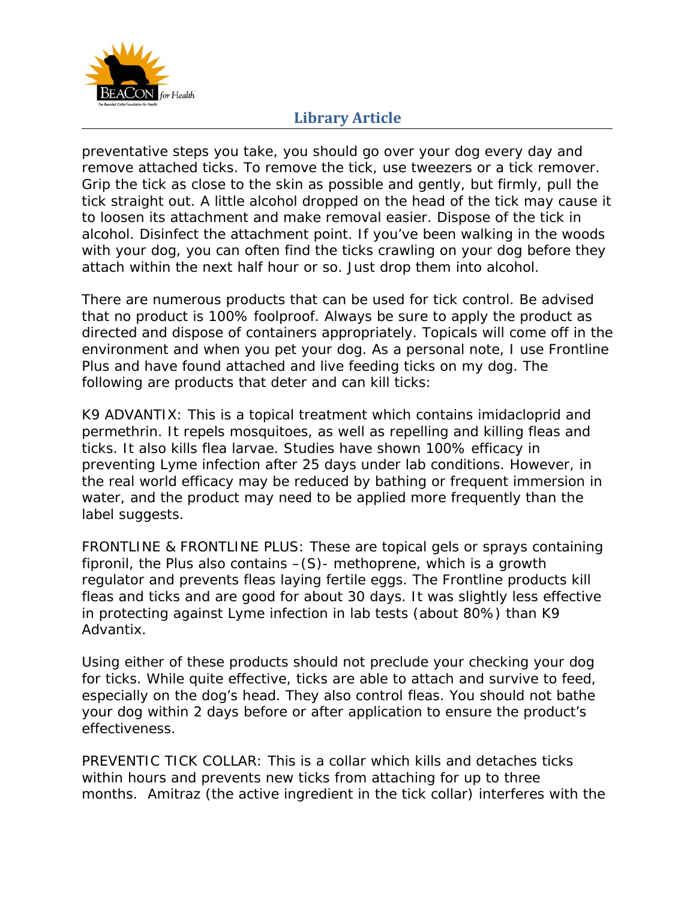preventative steps you take, you should go over your dog every day and remove attached ticks. To remove the tick, use tweezers or a tick remover. Grip the tick as close to the skin as possible and gently, but firmly, pull the tick straight out. A little alcohol dropped on the head of the tick may cause it to loosen its attachment and make removal easier. Dispose of the tick in alcohol. Disinfect the attachment point. If you've been walking in the woods with your dog, you can often find the ticks crawling on your dog before they attach within the next half hour or so. Just drop them into alcohol.

There are numerous products that can be used for tick control. Be advised that no product is 100% foolproof. Always be sure to apply the product as directed and dispose of containers appropriately. Topicals will come off in the environment and when you pet your dog. As a personal note, I use Frontline Plus and have found attached and live feeding ticks on my dog. The following are products that deter and can kill ticks:

K9 ADVANTIX: This is a topical treatment which contains imidacloprid and permethrin. It repels mosquitoes, as well as repelling and killing fleas and ticks. It also kills flea larvae. Studies have shown 100% efficacy in preventing Lyme infection after 25 days under lab conditions. However, in the real world efficacy may be reduced by bathing or frequent immersion in water, and the product may need to be applied more frequently than the label suggests.

FRONTLINE & FRONTLINE PLUS: These are topical gels or sprays containing fipronil, the Plus also contains –(S)- methoprene, which is a growth regulator and prevents fleas laying fertile eggs. The Frontline products kill fleas and ticks and are good for about 30 days. It was slightly less effective in protecting against Lyme infection in lab tests (about 80%) than K9 Advantix.

Using either of these products should not preclude your checking your dog for ticks. While quite effective, ticks are able to attach and survive to feed, especially on the dog's head. They also control fleas. You should not bathe your dog within 2 days before or after application to ensure the product's effectiveness.

PREVENTIC TICK COLLAR: This is a collar which kills and detaches ticks within hours and prevents new ticks from attaching for up to three months. Amitraz (the active ingredient in the tick collar) interferes with the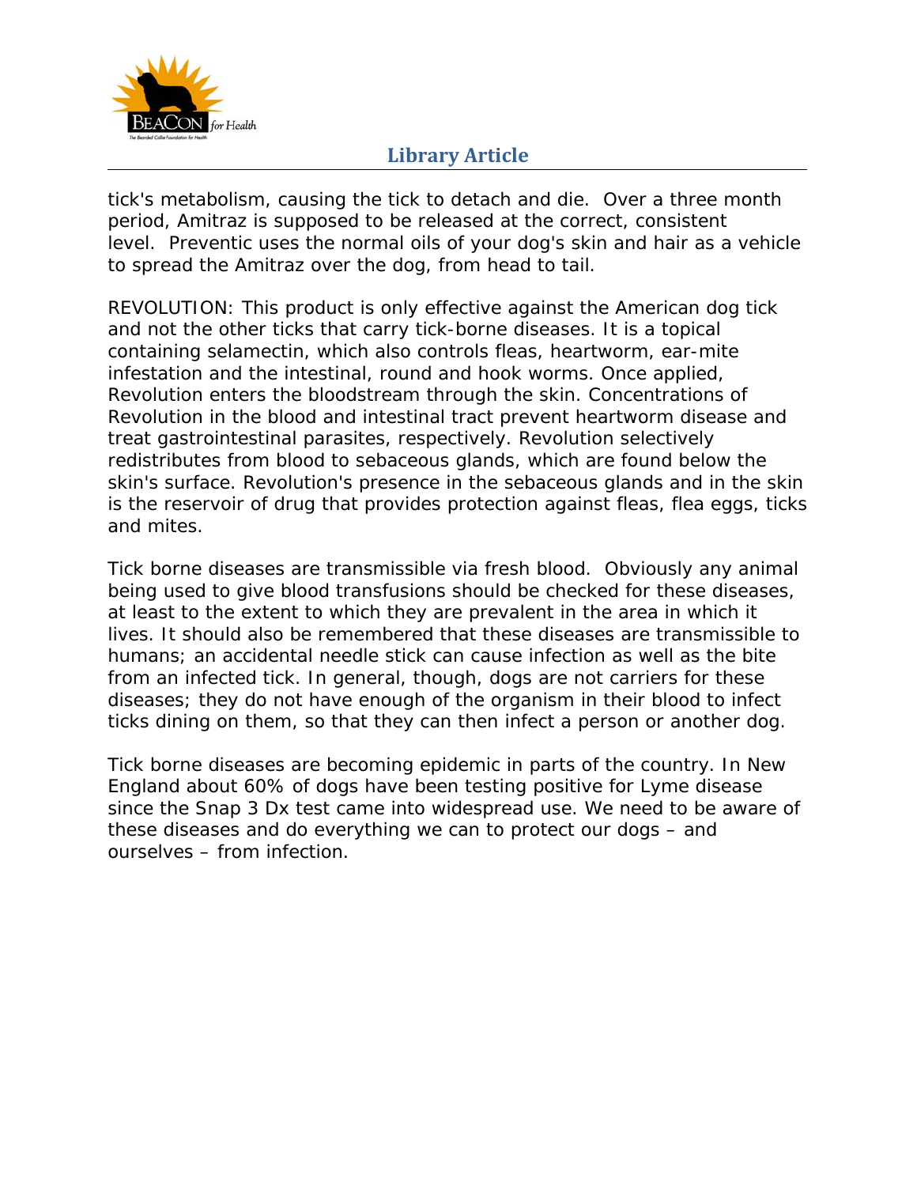tick's metabolism, causing the tick to detach and die. Over a three month period, Amitraz is supposed to be released at the correct, consistent level. Preventic uses the normal oils of your dog's skin and hair as a vehicle to spread the Amitraz over the dog, from head to tail.

REVOLUTION: This product is only effective against the American dog tick and not the other ticks that carry tick-borne diseases. It is a topical containing selamectin, which also controls fleas, heartworm, ear-mite infestation and the intestinal, round and hook worms. Once applied, Revolution enters the bloodstream through the skin. Concentrations of Revolution in the blood and intestinal tract prevent heartworm disease and treat gastrointestinal parasites, respectively. Revolution selectively redistributes from blood to sebaceous glands, which are found below the skin's surface. Revolution's presence in the sebaceous glands and in the skin is the reservoir of drug that provides protection against fleas, flea eggs, ticks and mites.

Tick borne diseases are transmissible via fresh blood. Obviously any animal being used to give blood transfusions should be checked for these diseases, at least to the extent to which they are prevalent in the area in which it lives. It should also be remembered that these diseases are transmissible to humans; an accidental needle stick can cause infection as well as the bite from an infected tick. In general, though, dogs are not carriers for these diseases; they do not have enough of the organism in their blood to infect ticks dining on them, so that they can then infect a person or another dog.

Tick borne diseases are becoming epidemic in parts of the country. In New England about 60% of dogs have been testing positive for Lyme disease since the Snap 3 Dx test came into widespread use. We need to be aware of these diseases and do everything we can to protect our dogs – and ourselves – from infection.